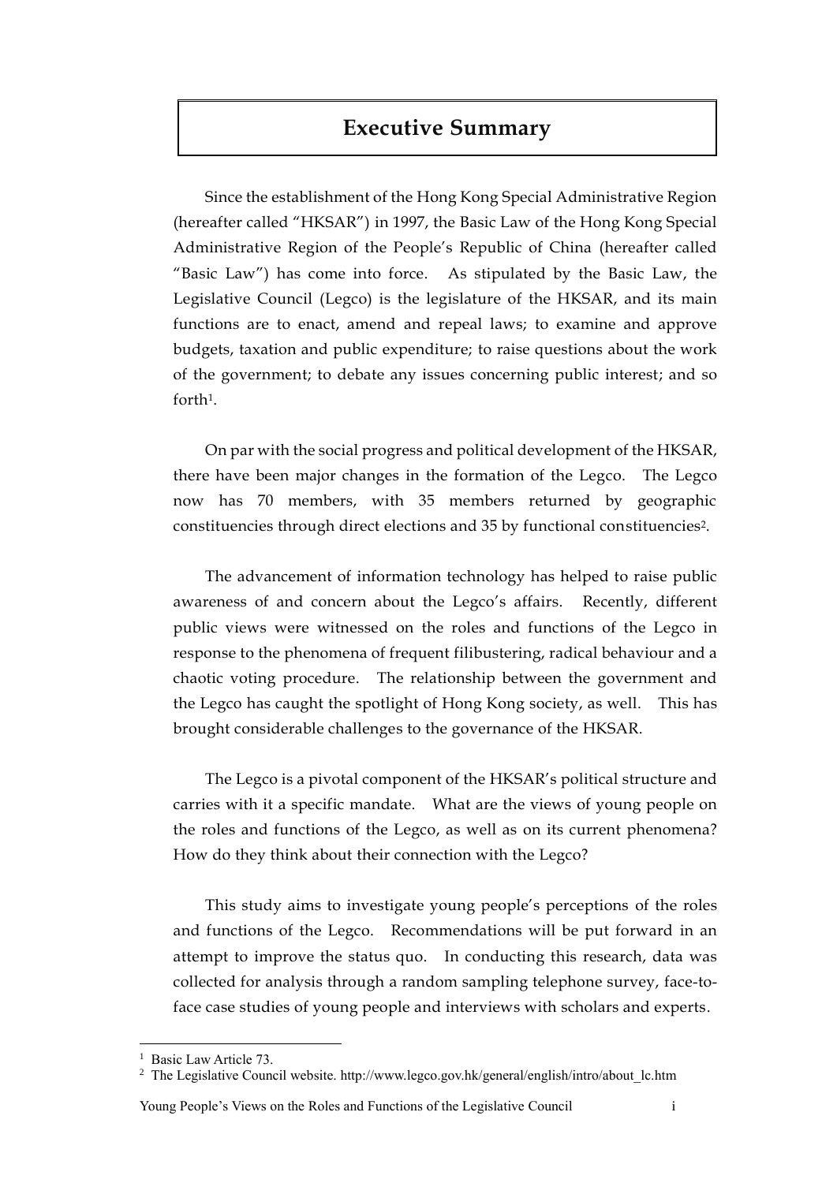# Executive Summary

Since the establishment of the Hong Kong Special Administrative Region (hereafter called "HKSAR") in 1997, the Basic Law of the Hong Kong Special Administrative Region of the People's Republic of China (hereafter called "Basic Law") has come into force. As stipulated by the Basic Law, the Legislative Council (Legco) is the legislature of the HKSAR, and its main functions are to enact, amend and repeal laws; to examine and approve budgets, taxation and public expenditure; to raise questions about the work of the government; to debate any issues concerning public interest; and so forth[1].

On par with the social progress and political development of the HKSAR, there have been major changes in the formation of the Legco. The Legco now has 70 members, with 35 members returned by geographic constituencies through direct elections and 35 by functional constituencies[2].

The advancement of information technology has helped to raise public awareness of and concern about the Legco's affairs. Recently, different public views were witnessed on the roles and functions of the Legco in response to the phenomena of frequent filibustering, radical behaviour and a chaotic voting procedure. The relationship between the government and the Legco has caught the spotlight of Hong Kong society, as well. This has brought considerable challenges to the governance of the HKSAR.

The Legco is a pivotal component of the HKSAR's political structure and carries with it a specific mandate. What are the views of young people on the roles and functions of the Legco, as well as on its current phenomena? How do they think about their connection with the Legco?

This study aims to investigate young people's perceptions of the roles and functions of the Legco. Recommendations will be put forward in an attempt to improve the status quo. In conducting this research, data was collected for analysis through a random sampling telephone survey, face-to-face case studies of young people and interviews with scholars and experts.

---

[1] Basic Law Article 73.

[2] The Legislative Council website. http://www.legco.gov.hk/general/english/intro/about_lc.htm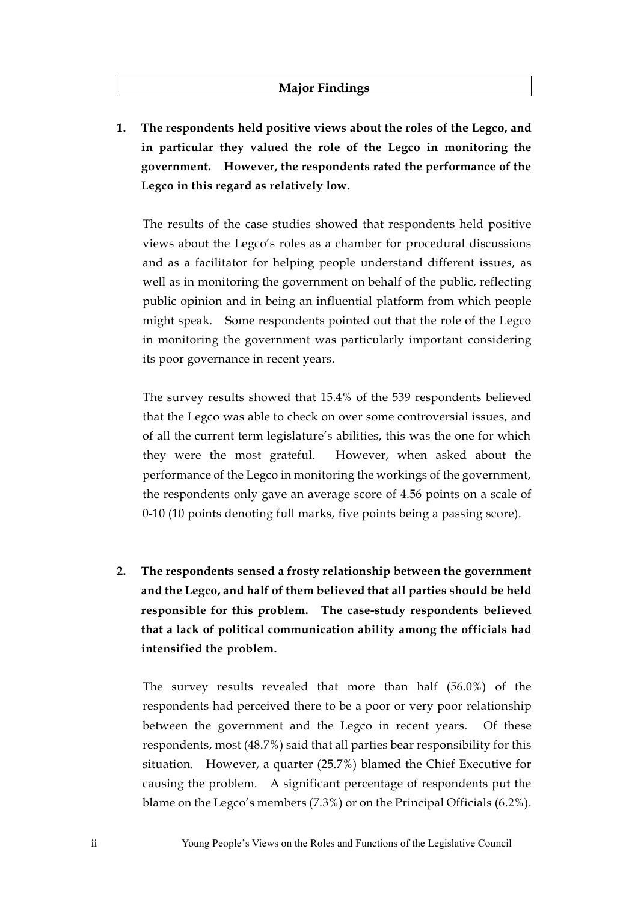## Major Findings

**1. The respondents held positive views about the roles of the Legco, and in particular they valued the role of the Legco in monitoring the government. However, the respondents rated the performance of the Legco in this regard as relatively low.**

The results of the case studies showed that respondents held positive views about the Legco's roles as a chamber for procedural discussions and as a facilitator for helping people understand different issues, as well as in monitoring the government on behalf of the public, reflecting public opinion and in being an influential platform from which people might speak. Some respondents pointed out that the role of the Legco in monitoring the government was particularly important considering its poor governance in recent years.

The survey results showed that 15.4% of the 539 respondents believed that the Legco was able to check on over some controversial issues, and of all the current term legislature's abilities, this was the one for which they were the most grateful. However, when asked about the performance of the Legco in monitoring the workings of the government, the respondents only gave an average score of 4.56 points on a scale of 0-10 (10 points denoting full marks, five points being a passing score).

**2. The respondents sensed a frosty relationship between the government and the Legco, and half of them believed that all parties should be held responsible for this problem. The case-study respondents believed that a lack of political communication ability among the officials had intensified the problem.**

The survey results revealed that more than half (56.0%) of the respondents had perceived there to be a poor or very poor relationship between the government and the Legco in recent years. Of these respondents, most (48.7%) said that all parties bear responsibility for this situation. However, a quarter (25.7%) blamed the Chief Executive for causing the problem. A significant percentage of respondents put the blame on the Legco's members (7.3%) or on the Principal Officials (6.2%).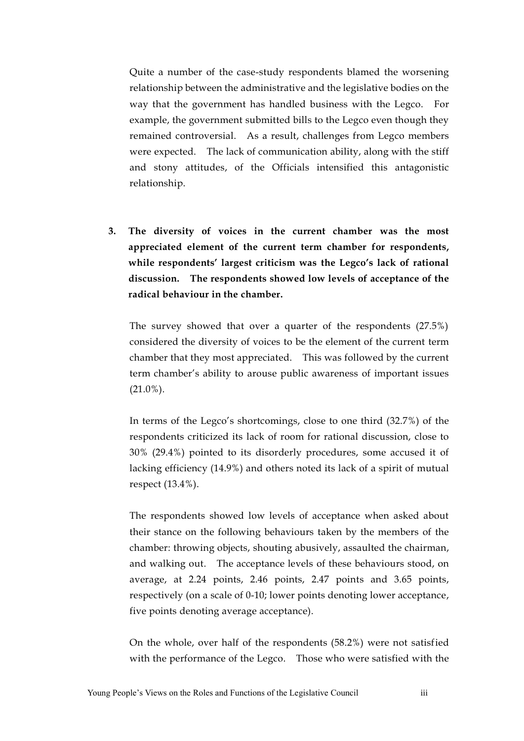Quite a number of the case-study respondents blamed the worsening relationship between the administrative and the legislative bodies on the way that the government has handled business with the Legco. For example, the government submitted bills to the Legco even though they remained controversial. As a result, challenges from Legco members were expected. The lack of communication ability, along with the stiff and stony attitudes, of the Officials intensified this antagonistic relationship.

3. **The diversity of voices in the current chamber was the most appreciated element of the current term chamber for respondents, while respondents' largest criticism was the Legco's lack of rational discussion. The respondents showed low levels of acceptance of the radical behaviour in the chamber.**

   The survey showed that over a quarter of the respondents (27.5%) considered the diversity of voices to be the element of the current term chamber that they most appreciated. This was followed by the current term chamber's ability to arouse public awareness of important issues (21.0%).

   In terms of the Legco's shortcomings, close to one third (32.7%) of the respondents criticized its lack of room for rational discussion, close to 30% (29.4%) pointed to its disorderly procedures, some accused it of lacking efficiency (14.9%) and others noted its lack of a spirit of mutual respect (13.4%).

   The respondents showed low levels of acceptance when asked about their stance on the following behaviours taken by the members of the chamber: throwing objects, shouting abusively, assaulted the chairman, and walking out. The acceptance levels of these behaviours stood, on average, at 2.24 points, 2.46 points, 2.47 points and 3.65 points, respectively (on a scale of 0-10; lower points denoting lower acceptance, five points denoting average acceptance).

   On the whole, over half of the respondents (58.2%) were not satisfied with the performance of the Legco. Those who were satisfied with the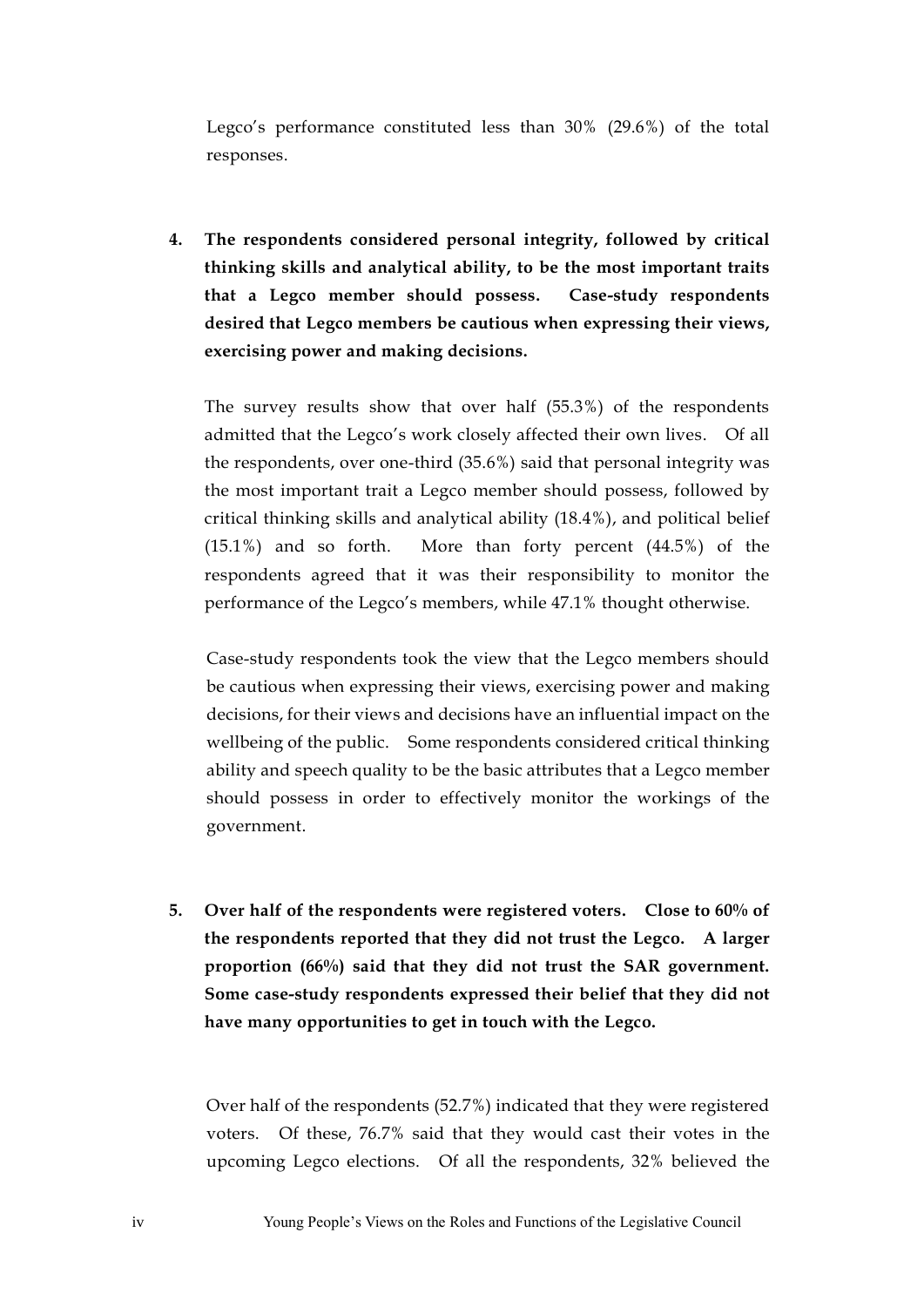Legco's performance constituted less than 30% (29.6%) of the total responses.

4. **The respondents considered personal integrity, followed by critical thinking skills and analytical ability, to be the most important traits that a Legco member should possess. Case-study respondents desired that Legco members be cautious when expressing their views, exercising power and making decisions.**

   The survey results show that over half (55.3%) of the respondents admitted that the Legco's work closely affected their own lives. Of all the respondents, over one-third (35.6%) said that personal integrity was the most important trait a Legco member should possess, followed by critical thinking skills and analytical ability (18.4%), and political belief (15.1%) and so forth. More than forty percent (44.5%) of the respondents agreed that it was their responsibility to monitor the performance of the Legco's members, while 47.1% thought otherwise.

   Case-study respondents took the view that the Legco members should be cautious when expressing their views, exercising power and making decisions, for their views and decisions have an influential impact on the wellbeing of the public. Some respondents considered critical thinking ability and speech quality to be the basic attributes that a Legco member should possess in order to effectively monitor the workings of the government.

5. **Over half of the respondents were registered voters. Close to 60% of the respondents reported that they did not trust the Legco. A larger proportion (66%) said that they did not trust the SAR government. Some case-study respondents expressed their belief that they did not have many opportunities to get in touch with the Legco.**

   Over half of the respondents (52.7%) indicated that they were registered voters. Of these, 76.7% said that they would cast their votes in the upcoming Legco elections. Of all the respondents, 32% believed the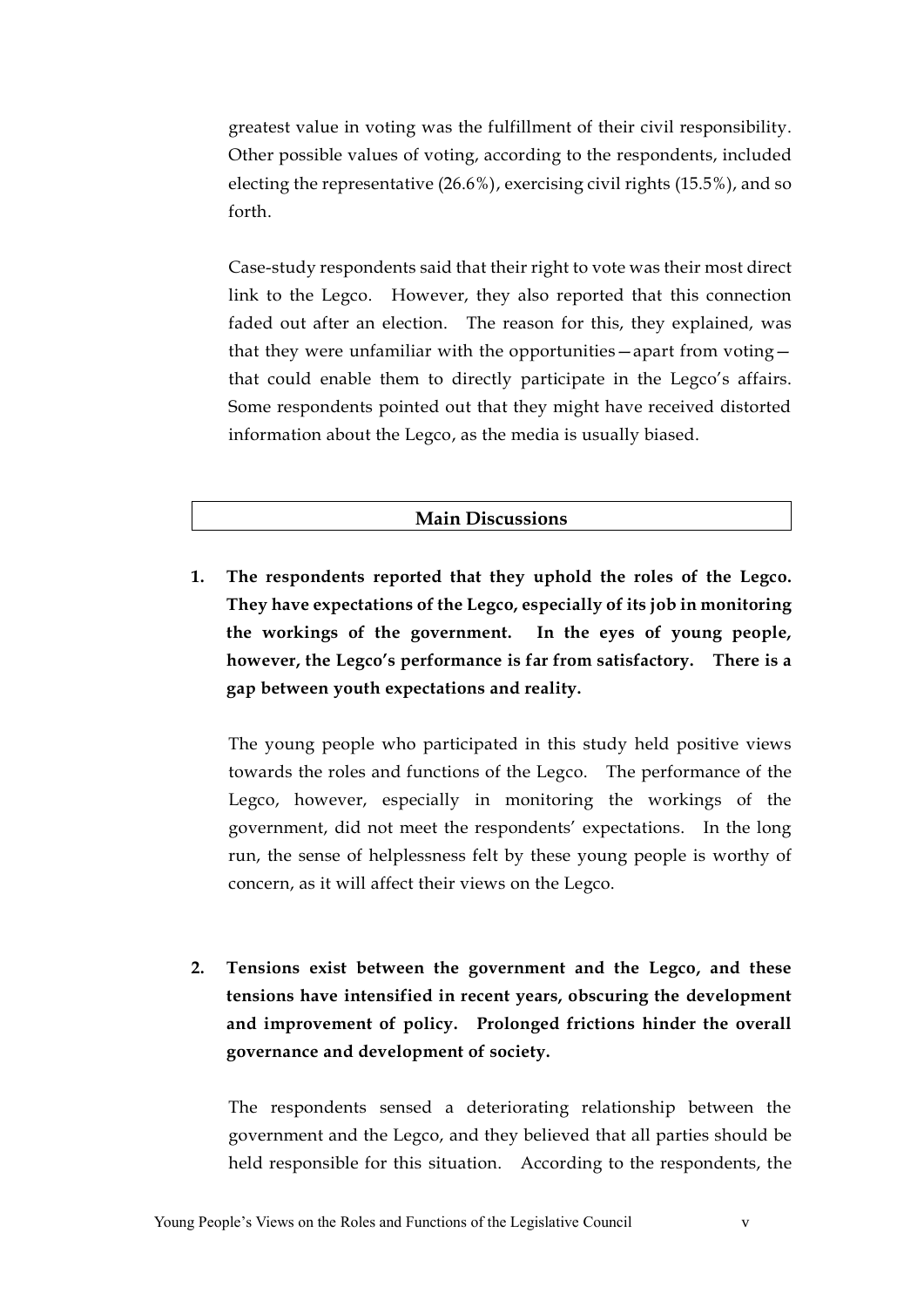greatest value in voting was the fulfillment of their civil responsibility. Other possible values of voting, according to the respondents, included electing the representative (26.6%), exercising civil rights (15.5%), and so forth.

Case-study respondents said that their right to vote was their most direct link to the Legco. However, they also reported that this connection faded out after an election. The reason for this, they explained, was that they were unfamiliar with the opportunities—apart from voting—that could enable them to directly participate in the Legco's affairs. Some respondents pointed out that they might have received distorted information about the Legco, as the media is usually biased.

## Main Discussions

**1. The respondents reported that they uphold the roles of the Legco. They have expectations of the Legco, especially of its job in monitoring the workings of the government. In the eyes of young people, however, the Legco's performance is far from satisfactory. There is a gap between youth expectations and reality.**

The young people who participated in this study held positive views towards the roles and functions of the Legco. The performance of the Legco, however, especially in monitoring the workings of the government, did not meet the respondents' expectations. In the long run, the sense of helplessness felt by these young people is worthy of concern, as it will affect their views on the Legco.

**2. Tensions exist between the government and the Legco, and these tensions have intensified in recent years, obscuring the development and improvement of policy. Prolonged frictions hinder the overall governance and development of society.**

The respondents sensed a deteriorating relationship between the government and the Legco, and they believed that all parties should be held responsible for this situation. According to the respondents, the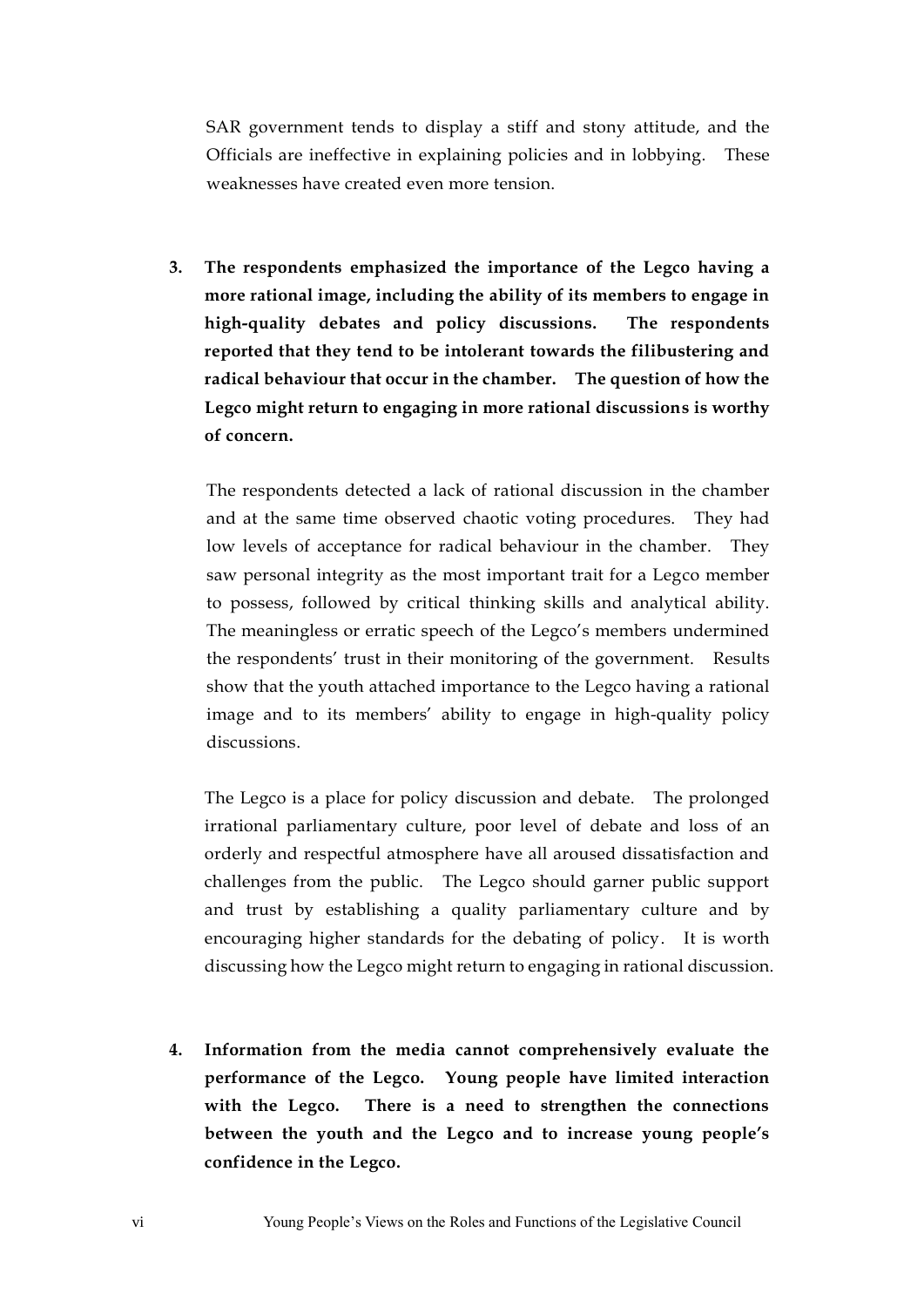SAR government tends to display a stiff and stony attitude, and the Officials are ineffective in explaining policies and in lobbying. These weaknesses have created even more tension.

3. **The respondents emphasized the importance of the Legco having a more rational image, including the ability of its members to engage in high-quality debates and policy discussions. The respondents reported that they tend to be intolerant towards the filibustering and radical behaviour that occur in the chamber. The question of how the Legco might return to engaging in more rational discussions is worthy of concern.**

   The respondents detected a lack of rational discussion in the chamber and at the same time observed chaotic voting procedures. They had low levels of acceptance for radical behaviour in the chamber. They saw personal integrity as the most important trait for a Legco member to possess, followed by critical thinking skills and analytical ability. The meaningless or erratic speech of the Legco's members undermined the respondents' trust in their monitoring of the government. Results show that the youth attached importance to the Legco having a rational image and to its members' ability to engage in high-quality policy discussions.

   The Legco is a place for policy discussion and debate. The prolonged irrational parliamentary culture, poor level of debate and loss of an orderly and respectful atmosphere have all aroused dissatisfaction and challenges from the public. The Legco should garner public support and trust by establishing a quality parliamentary culture and by encouraging higher standards for the debating of policy. It is worth discussing how the Legco might return to engaging in rational discussion.

4. **Information from the media cannot comprehensively evaluate the performance of the Legco. Young people have limited interaction with the Legco. There is a need to strengthen the connections between the youth and the Legco and to increase young people's confidence in the Legco.**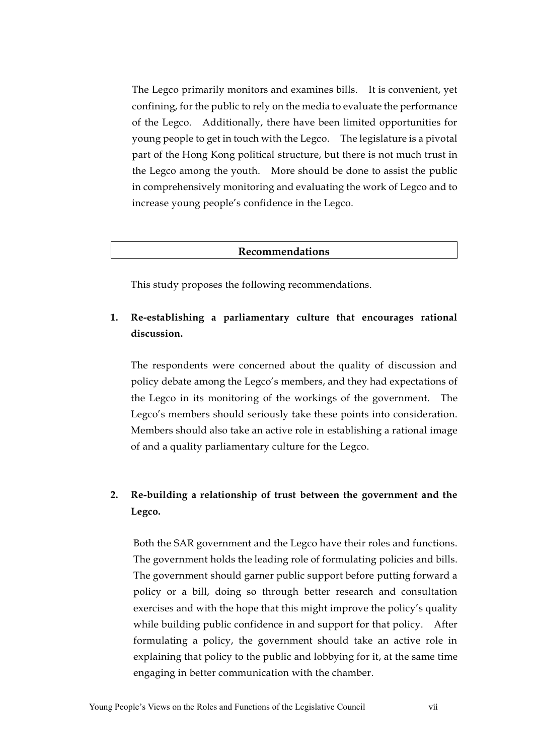The Legco primarily monitors and examines bills. It is convenient, yet confining, for the public to rely on the media to evaluate the performance of the Legco. Additionally, there have been limited opportunities for young people to get in touch with the Legco. The legislature is a pivotal part of the Hong Kong political structure, but there is not much trust in the Legco among the youth. More should be done to assist the public in comprehensively monitoring and evaluating the work of Legco and to increase young people's confidence in the Legco.

## Recommendations

This study proposes the following recommendations.

**1. Re-establishing a parliamentary culture that encourages rational discussion.**

The respondents were concerned about the quality of discussion and policy debate among the Legco's members, and they had expectations of the Legco in its monitoring of the workings of the government. The Legco's members should seriously take these points into consideration. Members should also take an active role in establishing a rational image of and a quality parliamentary culture for the Legco.

**2. Re-building a relationship of trust between the government and the Legco.**

Both the SAR government and the Legco have their roles and functions. The government holds the leading role of formulating policies and bills. The government should garner public support before putting forward a policy or a bill, doing so through better research and consultation exercises and with the hope that this might improve the policy's quality while building public confidence in and support for that policy. After formulating a policy, the government should take an active role in explaining that policy to the public and lobbying for it, at the same time engaging in better communication with the chamber.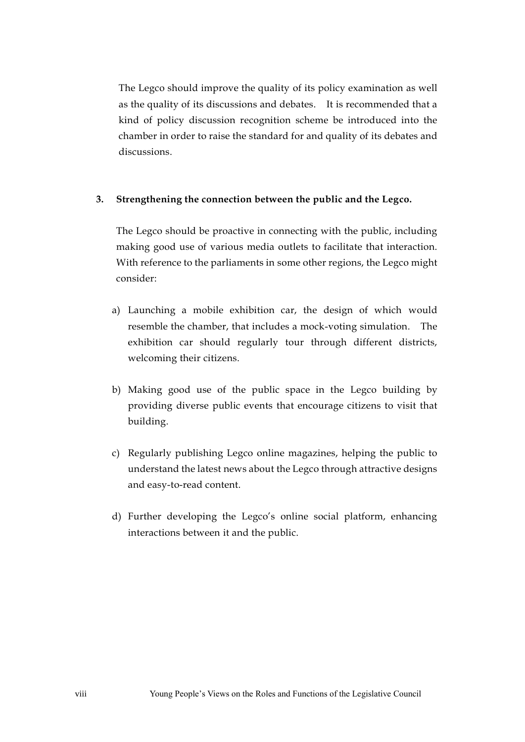The Legco should improve the quality of its policy examination as well as the quality of its discussions and debates. It is recommended that a kind of policy discussion recognition scheme be introduced into the chamber in order to raise the standard for and quality of its debates and discussions.

**3. Strengthening the connection between the public and the Legco.**

The Legco should be proactive in connecting with the public, including making good use of various media outlets to facilitate that interaction. With reference to the parliaments in some other regions, the Legco might consider:

a) Launching a mobile exhibition car, the design of which would resemble the chamber, that includes a mock-voting simulation. The exhibition car should regularly tour through different districts, welcoming their citizens.

b) Making good use of the public space in the Legco building by providing diverse public events that encourage citizens to visit that building.

c) Regularly publishing Legco online magazines, helping the public to understand the latest news about the Legco through attractive designs and easy-to-read content.

d) Further developing the Legco's online social platform, enhancing interactions between it and the public.